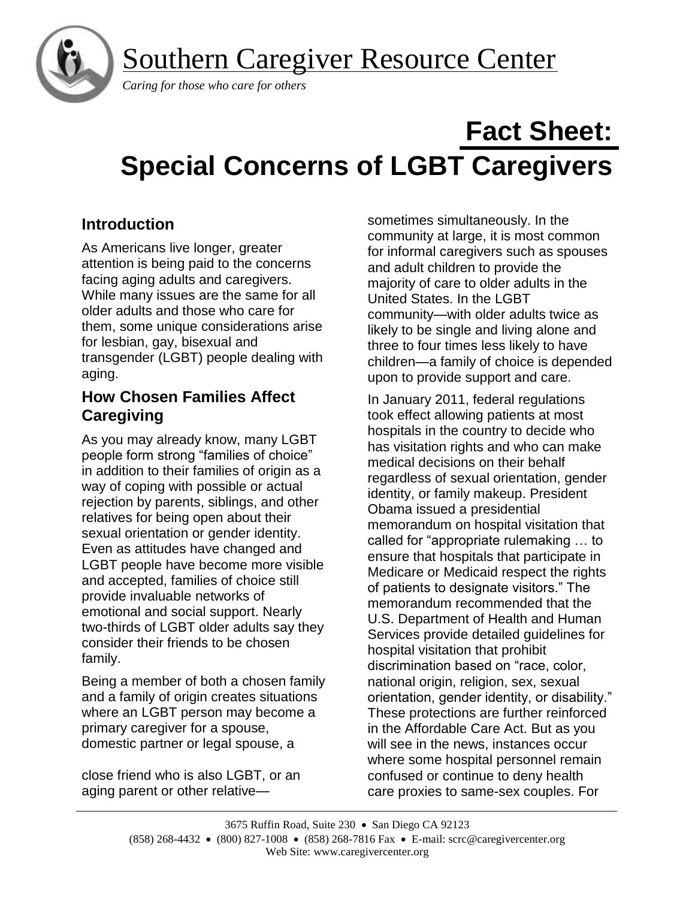# Southern Caregiver Resource Center

*Caring for those who care for others*

# Fact Sheet: Special Concerns of LGBT Caregivers

## Introduction

As Americans live longer, greater attention is being paid to the concerns facing aging adults and caregivers. While many issues are the same for all older adults and those who care for them, some unique considerations arise for lesbian, gay, bisexual and transgender (LGBT) people dealing with aging.

## How Chosen Families Affect Caregiving

As you may already know, many LGBT people form strong "families of choice" in addition to their families of origin as a way of coping with possible or actual rejection by parents, siblings, and other relatives for being open about their sexual orientation or gender identity. Even as attitudes have changed and LGBT people have become more visible and accepted, families of choice still provide invaluable networks of emotional and social support. Nearly two-thirds of LGBT older adults say they consider their friends to be chosen family.

Being a member of both a chosen family and a family of origin creates situations where an LGBT person may become a primary caregiver for a spouse, domestic partner or legal spouse, a close friend who is also LGBT, or an aging parent or other relative—sometimes simultaneously. In the community at large, it is most common for informal caregivers such as spouses and adult children to provide the majority of care to older adults in the United States. In the LGBT community—with older adults twice as likely to be single and living alone and three to four times less likely to have children—a family of choice is depended upon to provide support and care.

In January 2011, federal regulations took effect allowing patients at most hospitals in the country to decide who has visitation rights and who can make medical decisions on their behalf regardless of sexual orientation, gender identity, or family makeup. President Obama issued a presidential memorandum on hospital visitation that called for "appropriate rulemaking … to ensure that hospitals that participate in Medicare or Medicaid respect the rights of patients to designate visitors." The memorandum recommended that the U.S. Department of Health and Human Services provide detailed guidelines for hospital visitation that prohibit discrimination based on "race, color, national origin, religion, sex, sexual orientation, gender identity, or disability." These protections are further reinforced in the Affordable Care Act. But as you will see in the news, instances occur where some hospital personnel remain confused or continue to deny health care proxies to same-sex couples. For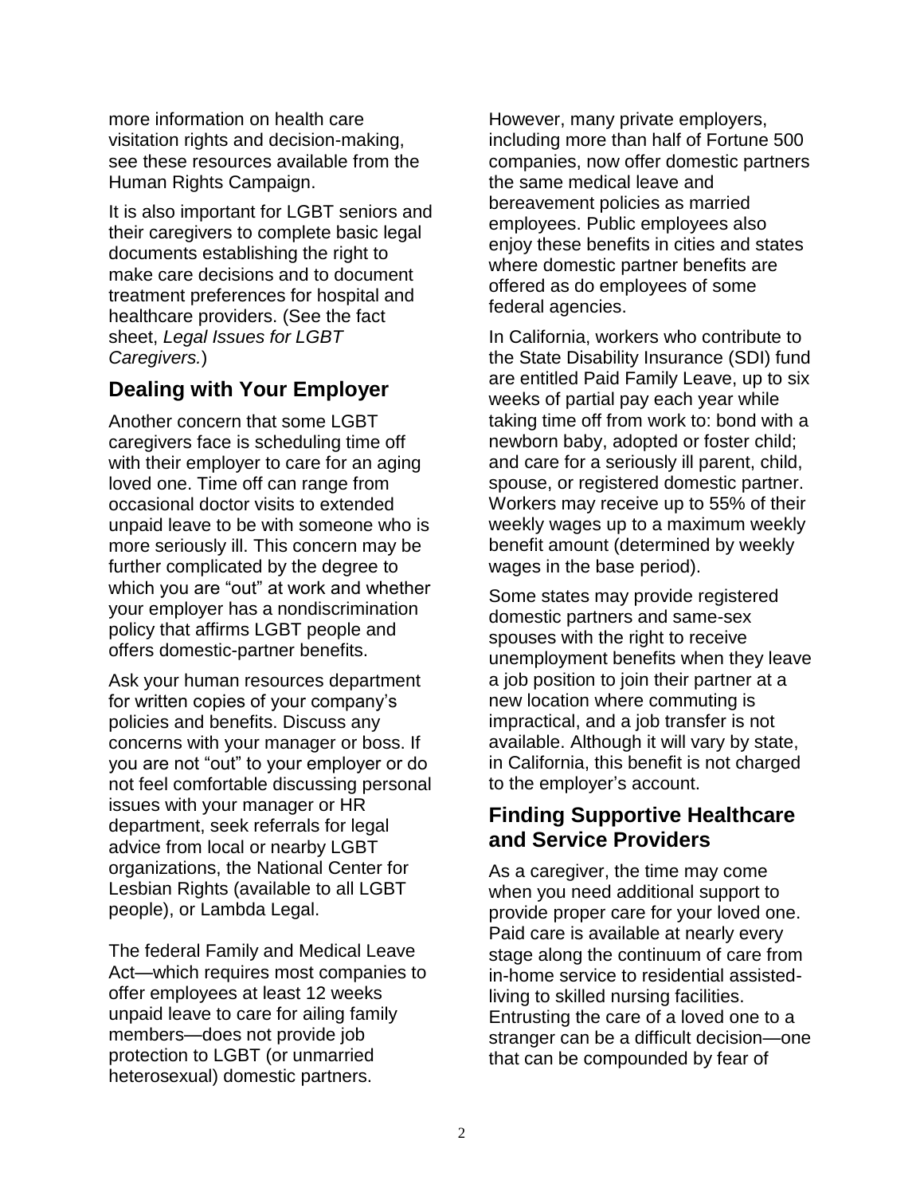more information on health care visitation rights and decision-making, see these resources available from the Human Rights Campaign.

It is also important for LGBT seniors and their caregivers to complete basic legal documents establishing the right to make care decisions and to document treatment preferences for hospital and healthcare providers. (See the fact sheet, *Legal Issues for LGBT Caregivers.*)

## Dealing with Your Employer

Another concern that some LGBT caregivers face is scheduling time off with their employer to care for an aging loved one. Time off can range from occasional doctor visits to extended unpaid leave to be with someone who is more seriously ill. This concern may be further complicated by the degree to which you are "out" at work and whether your employer has a nondiscrimination policy that affirms LGBT people and offers domestic-partner benefits.

Ask your human resources department for written copies of your company's policies and benefits. Discuss any concerns with your manager or boss. If you are not "out" to your employer or do not feel comfortable discussing personal issues with your manager or HR department, seek referrals for legal advice from local or nearby LGBT organizations, the National Center for Lesbian Rights (available to all LGBT people), or Lambda Legal.

The federal Family and Medical Leave Act—which requires most companies to offer employees at least 12 weeks unpaid leave to care for ailing family members—does not provide job protection to LGBT (or unmarried heterosexual) domestic partners.

However, many private employers, including more than half of Fortune 500 companies, now offer domestic partners the same medical leave and bereavement policies as married employees. Public employees also enjoy these benefits in cities and states where domestic partner benefits are offered as do employees of some federal agencies.

In California, workers who contribute to the State Disability Insurance (SDI) fund are entitled Paid Family Leave, up to six weeks of partial pay each year while taking time off from work to: bond with a newborn baby, adopted or foster child; and care for a seriously ill parent, child, spouse, or registered domestic partner. Workers may receive up to 55% of their weekly wages up to a maximum weekly benefit amount (determined by weekly wages in the base period).

Some states may provide registered domestic partners and same-sex spouses with the right to receive unemployment benefits when they leave a job position to join their partner at a new location where commuting is impractical, and a job transfer is not available. Although it will vary by state, in California, this benefit is not charged to the employer's account.

## Finding Supportive Healthcare and Service Providers

As a caregiver, the time may come when you need additional support to provide proper care for your loved one. Paid care is available at nearly every stage along the continuum of care from in-home service to residential assisted-living to skilled nursing facilities. Entrusting the care of a loved one to a stranger can be a difficult decision—one that can be compounded by fear of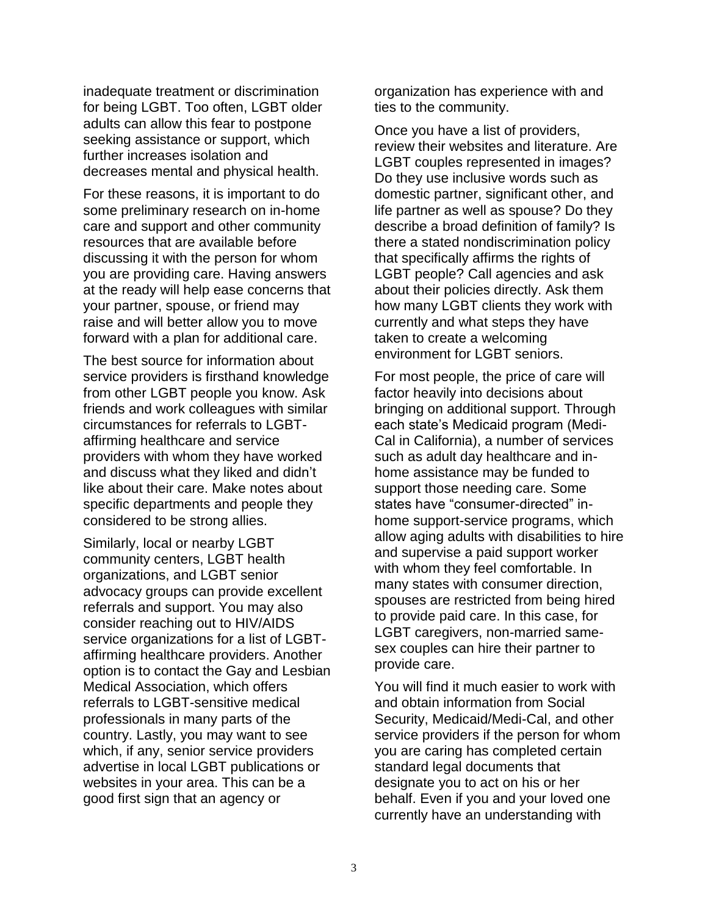inadequate treatment or discrimination for being LGBT. Too often, LGBT older adults can allow this fear to postpone seeking assistance or support, which further increases isolation and decreases mental and physical health.

For these reasons, it is important to do some preliminary research on in-home care and support and other community resources that are available before discussing it with the person for whom you are providing care. Having answers at the ready will help ease concerns that your partner, spouse, or friend may raise and will better allow you to move forward with a plan for additional care.

The best source for information about service providers is firsthand knowledge from other LGBT people you know. Ask friends and work colleagues with similar circumstances for referrals to LGBT-affirming healthcare and service providers with whom they have worked and discuss what they liked and didn't like about their care. Make notes about specific departments and people they considered to be strong allies.

Similarly, local or nearby LGBT community centers, LGBT health organizations, and LGBT senior advocacy groups can provide excellent referrals and support. You may also consider reaching out to HIV/AIDS service organizations for a list of LGBT-affirming healthcare providers. Another option is to contact the Gay and Lesbian Medical Association, which offers referrals to LGBT-sensitive medical professionals in many parts of the country. Lastly, you may want to see which, if any, senior service providers advertise in local LGBT publications or websites in your area. This can be a good first sign that an agency or organization has experience with and ties to the community.

Once you have a list of providers, review their websites and literature. Are LGBT couples represented in images? Do they use inclusive words such as domestic partner, significant other, and life partner as well as spouse? Do they describe a broad definition of family? Is there a stated nondiscrimination policy that specifically affirms the rights of LGBT people? Call agencies and ask about their policies directly. Ask them how many LGBT clients they work with currently and what steps they have taken to create a welcoming environment for LGBT seniors.

For most people, the price of care will factor heavily into decisions about bringing on additional support. Through each state's Medicaid program (Medi-Cal in California), a number of services such as adult day healthcare and in-home assistance may be funded to support those needing care. Some states have "consumer-directed" in-home support-service programs, which allow aging adults with disabilities to hire and supervise a paid support worker with whom they feel comfortable. In many states with consumer direction, spouses are restricted from being hired to provide paid care. In this case, for LGBT caregivers, non-married same-sex couples can hire their partner to provide care.

You will find it much easier to work with and obtain information from Social Security, Medicaid/Medi-Cal, and other service providers if the person for whom you are caring has completed certain standard legal documents that designate you to act on his or her behalf. Even if you and your loved one currently have an understanding with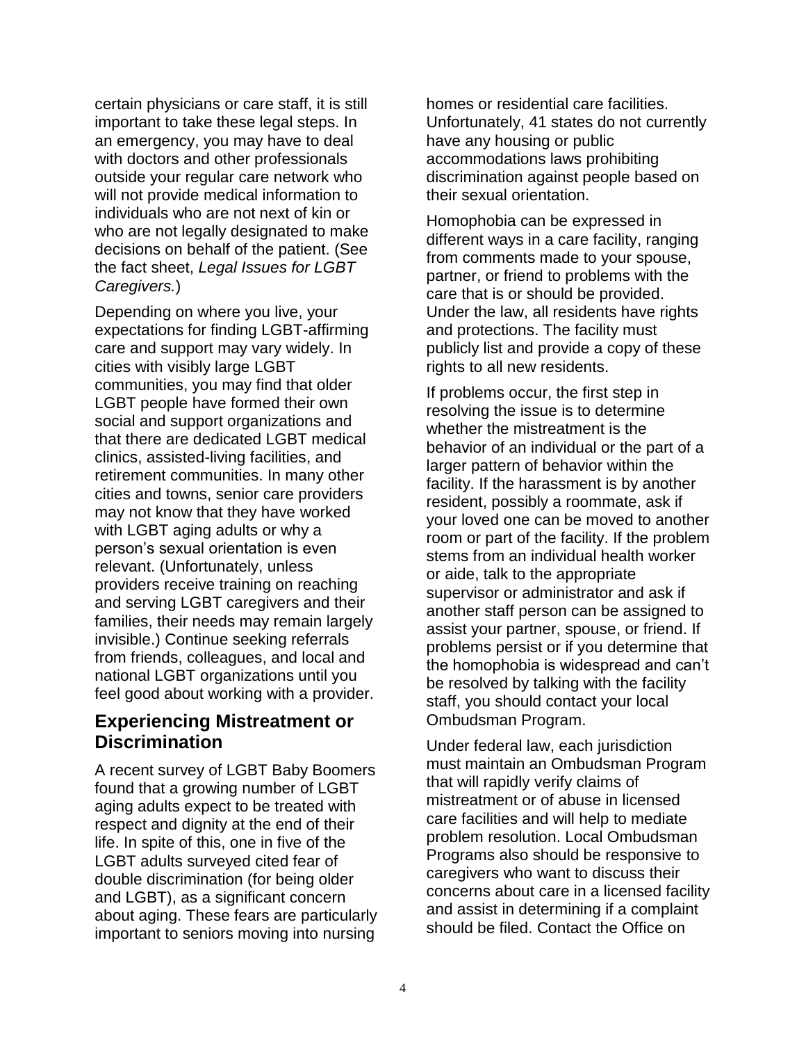certain physicians or care staff, it is still important to take these legal steps. In an emergency, you may have to deal with doctors and other professionals outside your regular care network who will not provide medical information to individuals who are not next of kin or who are not legally designated to make decisions on behalf of the patient. (See the fact sheet, *Legal Issues for LGBT Caregivers.*)

Depending on where you live, your expectations for finding LGBT-affirming care and support may vary widely. In cities with visibly large LGBT communities, you may find that older LGBT people have formed their own social and support organizations and that there are dedicated LGBT medical clinics, assisted-living facilities, and retirement communities. In many other cities and towns, senior care providers may not know that they have worked with LGBT aging adults or why a person's sexual orientation is even relevant. (Unfortunately, unless providers receive training on reaching and serving LGBT caregivers and their families, their needs may remain largely invisible.) Continue seeking referrals from friends, colleagues, and local and national LGBT organizations until you feel good about working with a provider.

## Experiencing Mistreatment or Discrimination

A recent survey of LGBT Baby Boomers found that a growing number of LGBT aging adults expect to be treated with respect and dignity at the end of their life. In spite of this, one in five of the LGBT adults surveyed cited fear of double discrimination (for being older and LGBT), as a significant concern about aging. These fears are particularly important to seniors moving into nursing homes or residential care facilities. Unfortunately, 41 states do not currently have any housing or public accommodations laws prohibiting discrimination against people based on their sexual orientation.

Homophobia can be expressed in different ways in a care facility, ranging from comments made to your spouse, partner, or friend to problems with the care that is or should be provided. Under the law, all residents have rights and protections. The facility must publicly list and provide a copy of these rights to all new residents.

If problems occur, the first step in resolving the issue is to determine whether the mistreatment is the behavior of an individual or the part of a larger pattern of behavior within the facility. If the harassment is by another resident, possibly a roommate, ask if your loved one can be moved to another room or part of the facility. If the problem stems from an individual health worker or aide, talk to the appropriate supervisor or administrator and ask if another staff person can be assigned to assist your partner, spouse, or friend. If problems persist or if you determine that the homophobia is widespread and can't be resolved by talking with the facility staff, you should contact your local Ombudsman Program.

Under federal law, each jurisdiction must maintain an Ombudsman Program that will rapidly verify claims of mistreatment or of abuse in licensed care facilities and will help to mediate problem resolution. Local Ombudsman Programs also should be responsive to caregivers who want to discuss their concerns about care in a licensed facility and assist in determining if a complaint should be filed. Contact the Office on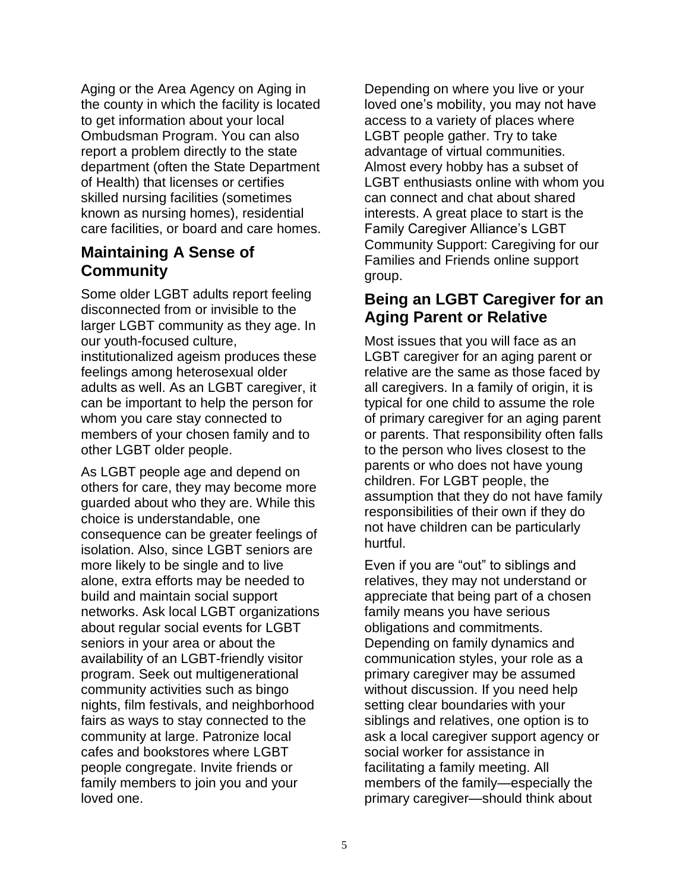Aging or the Area Agency on Aging in the county in which the facility is located to get information about your local Ombudsman Program. You can also report a problem directly to the state department (often the State Department of Health) that licenses or certifies skilled nursing facilities (sometimes known as nursing homes), residential care facilities, or board and care homes.

## Maintaining A Sense of Community

Some older LGBT adults report feeling disconnected from or invisible to the larger LGBT community as they age. In our youth-focused culture, institutionalized ageism produces these feelings among heterosexual older adults as well. As an LGBT caregiver, it can be important to help the person for whom you care stay connected to members of your chosen family and to other LGBT older people.

As LGBT people age and depend on others for care, they may become more guarded about who they are. While this choice is understandable, one consequence can be greater feelings of isolation. Also, since LGBT seniors are more likely to be single and to live alone, extra efforts may be needed to build and maintain social support networks. Ask local LGBT organizations about regular social events for LGBT seniors in your area or about the availability of an LGBT-friendly visitor program. Seek out multigenerational community activities such as bingo nights, film festivals, and neighborhood fairs as ways to stay connected to the community at large. Patronize local cafes and bookstores where LGBT people congregate. Invite friends or family members to join you and your loved one.

Depending on where you live or your loved one's mobility, you may not have access to a variety of places where LGBT people gather. Try to take advantage of virtual communities. Almost every hobby has a subset of LGBT enthusiasts online with whom you can connect and chat about shared interests. A great place to start is the Family Caregiver Alliance's LGBT Community Support: Caregiving for our Families and Friends online support group.

## Being an LGBT Caregiver for an Aging Parent or Relative

Most issues that you will face as an LGBT caregiver for an aging parent or relative are the same as those faced by all caregivers. In a family of origin, it is typical for one child to assume the role of primary caregiver for an aging parent or parents. That responsibility often falls to the person who lives closest to the parents or who does not have young children. For LGBT people, the assumption that they do not have family responsibilities of their own if they do not have children can be particularly hurtful.

Even if you are "out" to siblings and relatives, they may not understand or appreciate that being part of a chosen family means you have serious obligations and commitments. Depending on family dynamics and communication styles, your role as a primary caregiver may be assumed without discussion. If you need help setting clear boundaries with your siblings and relatives, one option is to ask a local caregiver support agency or social worker for assistance in facilitating a family meeting. All members of the family—especially the primary caregiver—should think about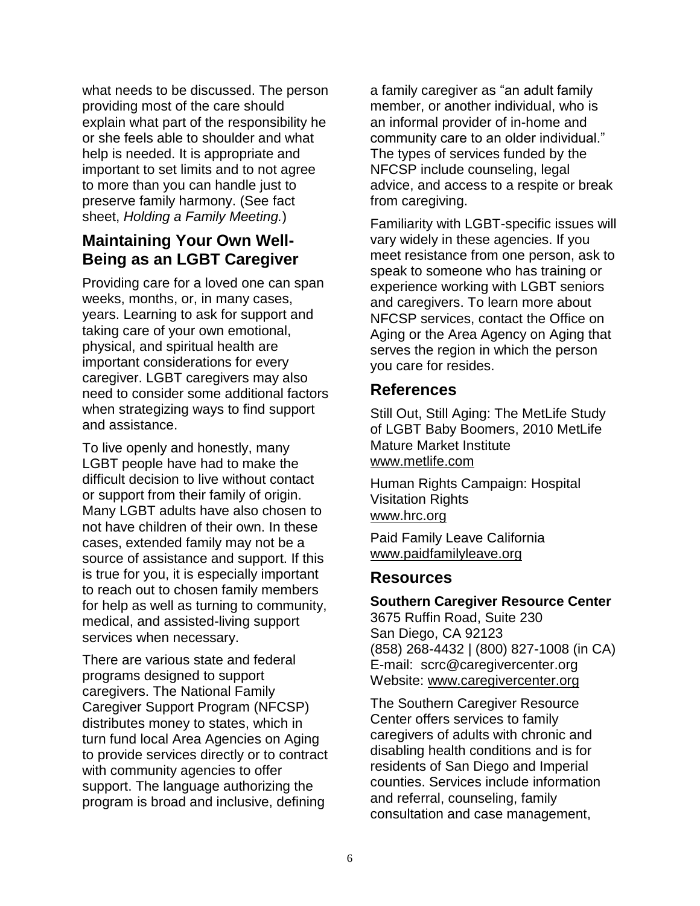what needs to be discussed. The person providing most of the care should explain what part of the responsibility he or she feels able to shoulder and what help is needed. It is appropriate and important to set limits and to not agree to more than you can handle just to preserve family harmony. (See fact sheet, *Holding a Family Meeting.*)

## Maintaining Your Own Well-Being as an LGBT Caregiver

Providing care for a loved one can span weeks, months, or, in many cases, years. Learning to ask for support and taking care of your own emotional, physical, and spiritual health are important considerations for every caregiver. LGBT caregivers may also need to consider some additional factors when strategizing ways to find support and assistance.

To live openly and honestly, many LGBT people have had to make the difficult decision to live without contact or support from their family of origin. Many LGBT adults have also chosen to not have children of their own. In these cases, extended family may not be a source of assistance and support. If this is true for you, it is especially important to reach out to chosen family members for help as well as turning to community, medical, and assisted-living support services when necessary.

There are various state and federal programs designed to support caregivers. The National Family Caregiver Support Program (NFCSP) distributes money to states, which in turn fund local Area Agencies on Aging to provide services directly or to contract with community agencies to offer support. The language authorizing the program is broad and inclusive, defining a family caregiver as "an adult family member, or another individual, who is an informal provider of in-home and community care to an older individual." The types of services funded by the NFCSP include counseling, legal advice, and access to a respite or break from caregiving.

Familiarity with LGBT-specific issues will vary widely in these agencies. If you meet resistance from one person, ask to speak to someone who has training or experience working with LGBT seniors and caregivers. To learn more about NFCSP services, contact the Office on Aging or the Area Agency on Aging that serves the region in which the person you care for resides.

## References

Still Out, Still Aging: The MetLife Study of LGBT Baby Boomers, 2010 MetLife Mature Market Institute
www.metlife.com

Human Rights Campaign: Hospital Visitation Rights
www.hrc.org

Paid Family Leave California
www.paidfamilyleave.org

## Resources

**Southern Caregiver Resource Center**
3675 Ruffin Road, Suite 230
San Diego, CA 92123
(858) 268-4432 | (800) 827-1008 (in CA)
E-mail: scrc@caregivercenter.org
Website: www.caregivercenter.org

The Southern Caregiver Resource Center offers services to family caregivers of adults with chronic and disabling health conditions and is for residents of San Diego and Imperial counties. Services include information and referral, counseling, family consultation and case management,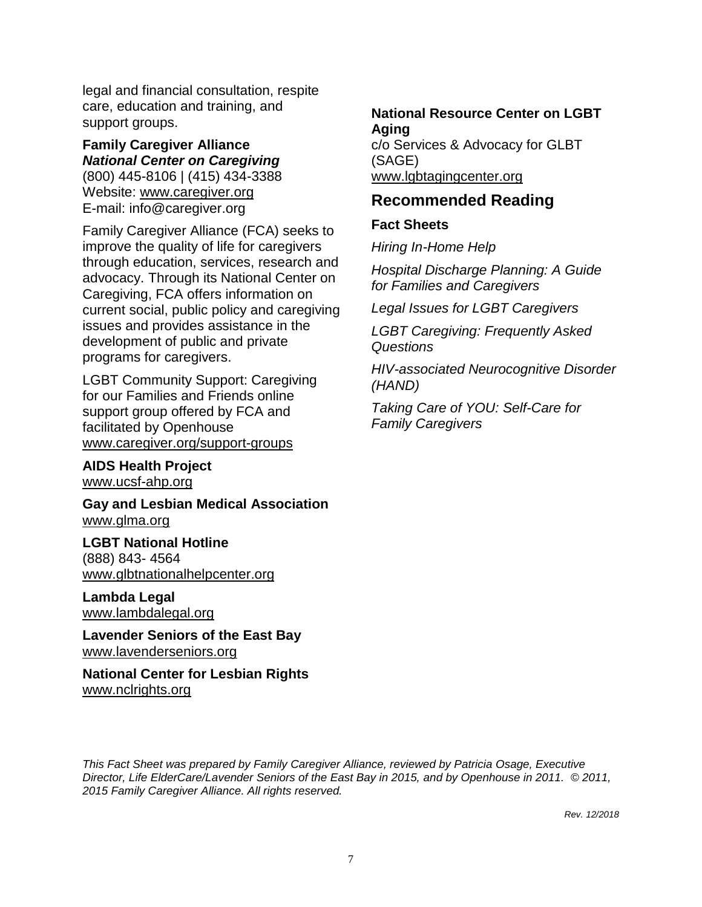legal and financial consultation, respite care, education and training, and support groups.

**Family Caregiver Alliance**
***National Center on Caregiving***
(800) 445-8106 | (415) 434-3388
Website: www.caregiver.org
E-mail: info@caregiver.org

Family Caregiver Alliance (FCA) seeks to improve the quality of life for caregivers through education, services, research and advocacy. Through its National Center on Caregiving, FCA offers information on current social, public policy and caregiving issues and provides assistance in the development of public and private programs for caregivers.

LGBT Community Support: Caregiving for our Families and Friends online support group offered by FCA and facilitated by Openhouse
www.caregiver.org/support-groups

**AIDS Health Project**
www.ucsf-ahp.org

**Gay and Lesbian Medical Association**
www.glma.org

**LGBT National Hotline**
(888) 843- 4564
www.glbtnationalhelpcenter.org

**Lambda Legal**
www.lambdalegal.org

**Lavender Seniors of the East Bay**
www.lavenderseniors.org

**National Center for Lesbian Rights**
www.nclrights.org

**National Resource Center on LGBT Aging**
c/o Services & Advocacy for GLBT (SAGE)
www.lgbtagingcenter.org

## Recommended Reading

### Fact Sheets

*Hiring In-Home Help*

*Hospital Discharge Planning: A Guide for Families and Caregivers*

*Legal Issues for LGBT Caregivers*

*LGBT Caregiving: Frequently Asked Questions*

*HIV-associated Neurocognitive Disorder (HAND)*

*Taking Care of YOU: Self-Care for Family Caregivers*

*This Fact Sheet was prepared by Family Caregiver Alliance, reviewed by Patricia Osage, Executive Director, Life ElderCare/Lavender Seniors of the East Bay in 2015, and by Openhouse in 2011. © 2011, 2015 Family Caregiver Alliance. All rights reserved.*

*Rev. 12/2018*